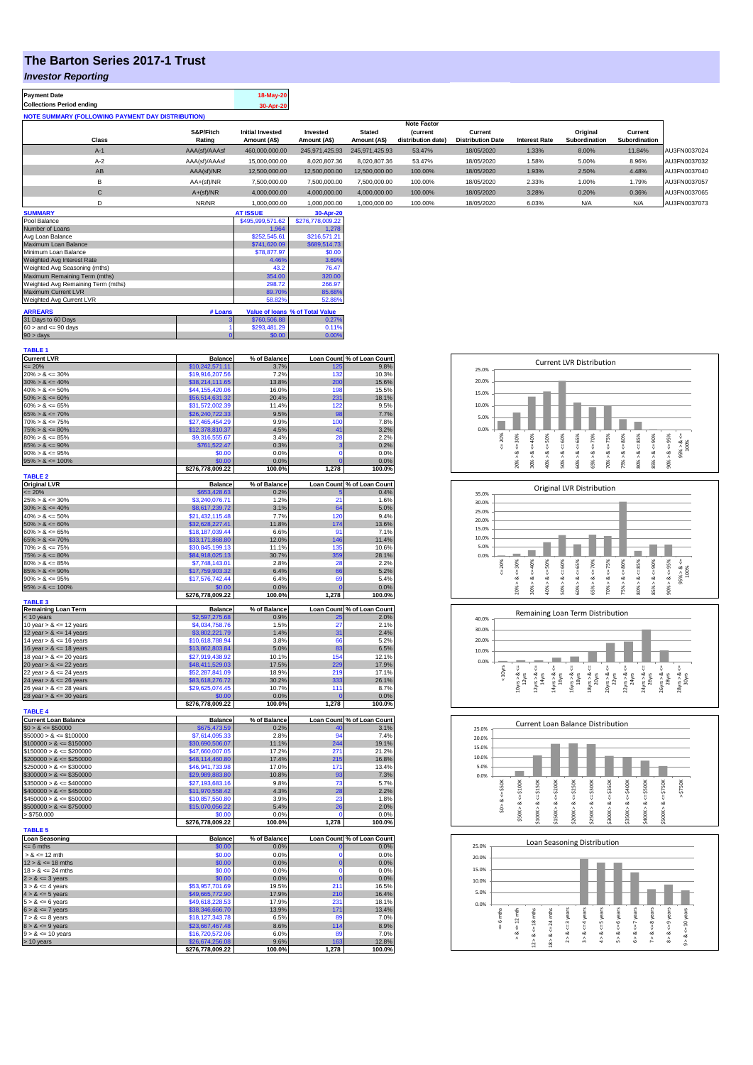# The Barton Series 2017-1 Trust

## *Investor Reporting*

| | |
|---|---|
| **Payment Date** | 18-May-20 |
| **Collections Period ending** | 30-Apr-20 |

**NOTE SUMMARY (FOLLOWING PAYMENT DAY DISTRIBUTION)**

| Class | S&P/Fitch Rating | Initial Invested Amount (A$) | Invested Amount (A$) | Stated Amount (A$) | Note Factor (current distribution date) | Current Distribution Date | Interest Rate | Original Subordination | Current Subordination | |
|---|---|---|---|---|---|---|---|---|---|---|
| A-1 | AAA(sf)/AAAsf | 460,000,000.00 | 245,971,425.93 | 245,971,425.93 | 53.47% | 18/05/2020 | 1.33% | 8.00% | 11.84% | AU3FN0037024 |
| A-2 | AAA(sf)/AAAsf | 15,000,000.00 | 8,020,807.36 | 8,020,807.36 | 53.47% | 18/05/2020 | 1.58% | 5.00% | 8.96% | AU3FN0037032 |
| AB | AAA(sf)/NR | 12,500,000.00 | 12,500,000.00 | 12,500,000.00 | 100.00% | 18/05/2020 | 1.93% | 2.50% | 4.48% | AU3FN0037040 |
| B | AA+(sf)/NR | 7,500,000.00 | 7,500,000.00 | 7,500,000.00 | 100.00% | 18/05/2020 | 2.33% | 1.00% | 1.79% | AU3FN0037057 |
| C | A+(sf)/NR | 4,000,000.00 | 4,000,000.00 | 4,000,000.00 | 100.00% | 18/05/2020 | 3.28% | 0.20% | 0.36% | AU3FN0037065 |
| D | NR/NR | 1,000,000.00 | 1,000,000.00 | 1,000,000.00 | 100.00% | 18/05/2020 | 6.03% | N/A | N/A | AU3FN0037073 |

| SUMMARY | AT ISSUE | 30-Apr-20 |
|---|---|---|
| Pool Balance | $495,999,571.62 | $276,778,009.22 |
| Number of Loans | 1,964 | 1,278 |
| Avg Loan Balance | $252,545.61 | $216,571.21 |
| Maximum Loan Balance | $741,620.09 | $689,514.73 |
| Minimum Loan Balance | $78,877.97 | $0.00 |
| Weighted Avg Interest Rate | 4.46% | 3.69% |
| Weighted Avg Seasoning (mths) | 43.2 | 76.47 |
| Maximum Remaining Term (mths) | 354.00 | 320.00 |
| Weighted Avg Remaining Term (mths) | 298.72 | 266.97 |
| Maximum Current LVR | 89.70% | 85.68% |
| Weighted Avg Current LVR | 58.82% | 52.88% |

| ARREARS | # Loans | Value of loans | % of Total Value |
|---|---|---|---|
| 31 Days to 60 Days | 3 | $760,506.88 | 0.27% |
| 60 > and <= 90 days | 1 | $293,481.29 | 0.11% |
| 90 > days | 0 | $0.00 | 0.00% |

**TABLE 1**

| Current LVR | Balance | % of Balance | Loan Count | % of Loan Count |
|---|---|---|---|---|
| <= 20% | $10,242,571.11 | 3.7% | 125 | 9.8% |
| 20% > & <= 30% | $19,916,207.56 | 7.2% | 132 | 10.3% |
| 30% > & <= 40% | $38,214,111.65 | 13.8% | 200 | 15.6% |
| 40% > & <= 50% | $44,155,420.06 | 16.0% | 198 | 15.5% |
| 50% > & <= 60% | $56,514,631.32 | 20.4% | 231 | 18.1% |
| 60% > & <= 65% | $31,572,002.39 | 11.4% | 122 | 9.5% |
| 65% > & <= 70% | $26,240,722.33 | 9.5% | 98 | 7.7% |
| 70% > & <= 75% | $27,465,454.29 | 9.9% | 100 | 7.8% |
| 75% > & <= 80% | $12,378,810.37 | 4.5% | 41 | 3.2% |
| 80% > & <= 85% | $9,316,555.67 | 3.4% | 28 | 2.2% |
| 85% > & <= 90% | $761,522.47 | 0.3% | 3 | 0.2% |
| 90% > & <= 95% | $0.00 | 0.0% | 0 | 0.0% |
| 95% > & <= 100% | $0.00 | 0.0% | 0 | 0.0% |
| | $276,778,009.22 | 100.0% | 1,278 | 100.0% |

**TABLE 2**

| Original LVR | Balance | % of Balance | Loan Count | % of Loan Count |
|---|---|---|---|---|
| <= 20% | $653,428.63 | 0.2% | 5 | 0.4% |
| 25% > & <= 30% | $3,240,076.71 | 1.2% | 21 | 1.6% |
| 30% > & <= 40% | $8,617,239.72 | 3.1% | 64 | 5.0% |
| 40% > & <= 50% | $21,432,115.48 | 7.7% | 120 | 9.4% |
| 50% > & <= 60% | $32,628,227.41 | 11.8% | 174 | 13.6% |
| 60% > & <= 65% | $18,187,039.44 | 6.6% | 91 | 7.1% |
| 65% > & <= 70% | $33,171,868.80 | 12.0% | 146 | 11.4% |
| 70% > & <= 75% | $30,845,199.13 | 11.1% | 135 | 10.6% |
| 75% > & <= 80% | $84,918,025.13 | 30.7% | 359 | 28.1% |
| 80% > & <= 85% | $7,748,143.01 | 2.8% | 28 | 2.2% |
| 85% > & <= 90% | $17,759,903.32 | 6.4% | 66 | 5.2% |
| 90% > & <= 95% | $17,576,742.44 | 6.4% | 69 | 5.4% |
| 95% > & <= 100% | $0.00 | 0.0% | 0 | 0.0% |
| | $276,778,009.22 | 100.0% | 1,278 | 100.0% |

**TABLE 3**

| Remaining Loan Term | Balance | % of Balance | Loan Count | % of Loan Count |
|---|---|---|---|---|
| < 10 years | $2,597,275.68 | 0.9% | 25 | 2.0% |
| 10 year > & <= 12 years | $4,034,758.76 | 1.5% | 27 | 2.1% |
| 12 year > & <= 14 years | $3,802,221.79 | 1.4% | 31 | 2.4% |
| 14 year > & <= 16 years | $10,618,788.94 | 3.8% | 66 | 5.2% |
| 16 year > & <= 18 years | $13,862,803.84 | 5.0% | 83 | 6.5% |
| 18 year > & <= 20 years | $27,919,438.92 | 10.1% | 154 | 12.1% |
| 20 year > & <= 22 years | $48,411,529.03 | 17.5% | 229 | 17.9% |
| 22 year > & <= 24 years | $52,287,841.09 | 18.9% | 219 | 17.1% |
| 24 year > & <= 26 years | $83,618,276.72 | 30.2% | 333 | 26.1% |
| 26 year > & <= 28 years | $29,625,074.45 | 10.7% | 111 | 8.7% |
| 28 year > & <= 30 years | $0.00 | 0.0% | 0 | 0.0% |
| | $276,778,009.22 | 100.0% | 1,278 | 100.0% |

**TABLE 4**

| Current Loan Balance | Balance | % of Balance | Loan Count | % of Loan Count |
|---|---|---|---|---|
| $0 > & <= $50000 | $675,473.59 | 0.2% | 40 | 3.1% |
| $50000 > & <= $100000 | $7,614,095.33 | 2.8% | 94 | 7.4% |
| $100000 > & <= $150000 | $30,690,506.07 | 11.1% | 244 | 19.1% |
| $150000 > & <= $200000 | $47,660,007.05 | 17.2% | 271 | 21.2% |
| $200000 > & <= $250000 | $48,114,460.80 | 17.4% | 215 | 16.8% |
| $250000 > & <= $300000 | $46,941,733.98 | 17.0% | 171 | 13.4% |
| $300000 > & <= $350000 | $29,989,883.80 | 10.8% | 93 | 7.3% |
| $350000 > & <= $400000 | $27,193,683.16 | 9.8% | 73 | 5.7% |
| $400000 > & <= $450000 | $11,970,558.42 | 4.3% | 28 | 2.2% |
| $450000 > & <= $500000 | $10,857,550.80 | 3.9% | 23 | 1.8% |
| $500000 > & <= $750000 | $15,070,056.22 | 5.4% | 26 | 2.0% |
| > $750,000 | $0.00 | 0.0% | 0 | 0.0% |
| | $276,778,009.22 | 100.0% | 1,278 | 100.0% |

**TABLE 5**

| Loan Seasoning | Balance | % of Balance | Loan Count | % of Loan Count |
|---|---|---|---|---|
| <= 6 mths | $0.00 | 0.0% | 0 | 0.0% |
| > & <= 12 mth | $0.00 | 0.0% | 0 | 0.0% |
| 12 > & <= 18 mths | $0.00 | 0.0% | 0 | 0.0% |
| 18 > & <= 24 mths | $0.00 | 0.0% | 0 | 0.0% |
| 2 > & <= 3 years | $0.00 | 0.0% | 0 | 0.0% |
| 3 > & <= 4 years | $53,957,701.69 | 19.5% | 211 | 16.5% |
| 4 > & <= 5 years | $49,665,772.90 | 17.9% | 210 | 16.4% |
| 5 > & <= 6 years | $49,618,228.53 | 17.9% | 231 | 18.1% |
| 6 > & <= 7 years | $38,346,666.70 | 13.9% | 171 | 13.4% |
| 7 > & <= 8 years | $18,127,343.78 | 6.5% | 89 | 7.0% |
| 8 > & <= 9 years | $23,667,467.48 | 8.6% | 114 | 8.9% |
| 9 > & <= 10 years | $16,720,572.06 | 6.0% | 89 | 7.0% |
| > 10 years | $26,674,256.08 | 9.6% | 163 | 12.8% |
| | $276,778,009.22 | 100.0% | 1,278 | 100.0% |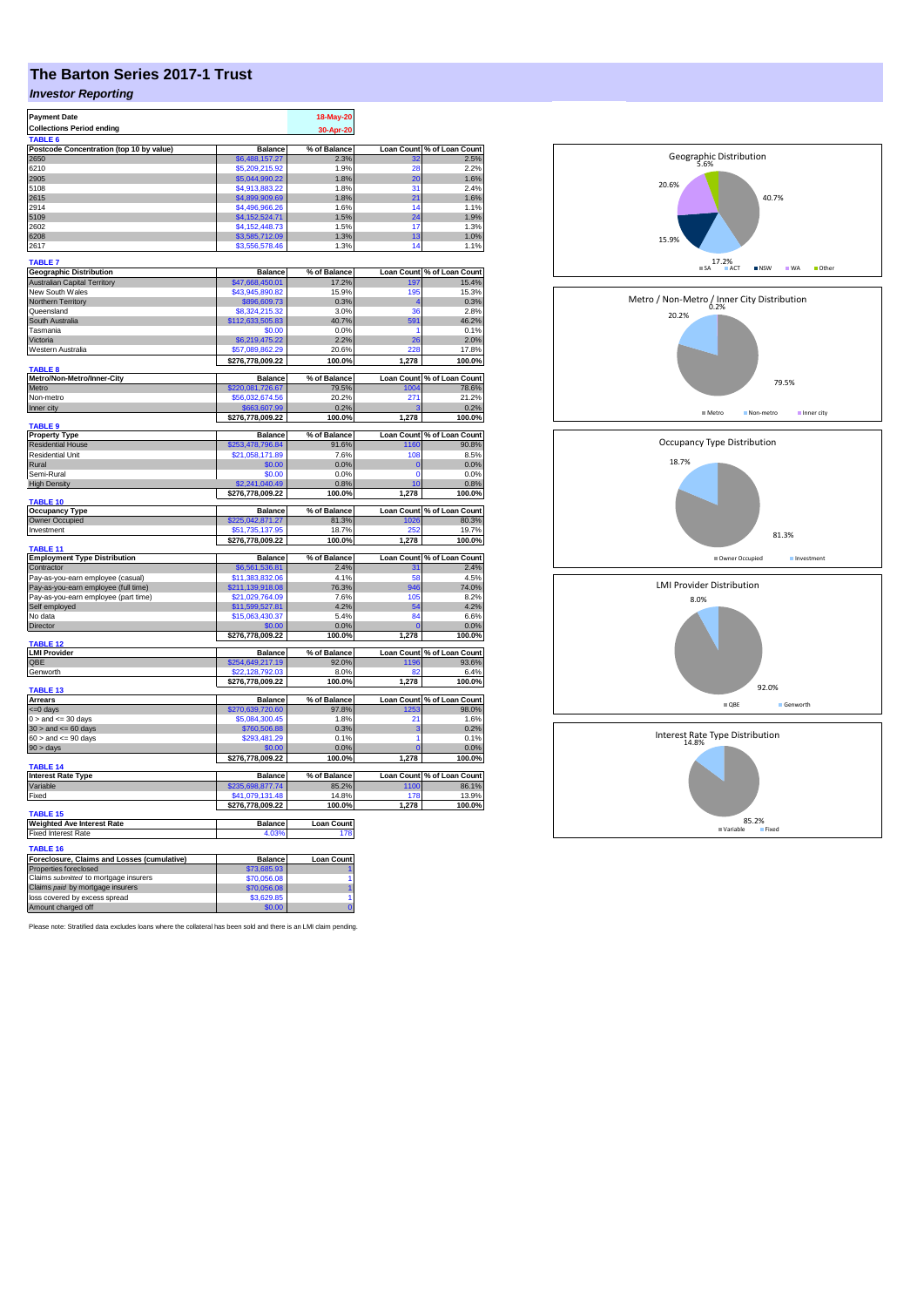# The Barton Series 2017-1 Trust

## *Investor Reporting*

| Payment Date | 18-May-20 |
|---|---|
| Collections Period ending | 30-Apr-20 |

**TABLE 6**

| Postcode Concentration (top 10 by value) | Balance | % of Balance | Loan Count | % of Loan Count |
|---|---|---|---|---|
| 2650 | $6,488,157.27 | 2.3% | 32 | 2.5% |
| 6210 | $5,209,215.92 | 1.9% | 28 | 2.2% |
| 2905 | $5,044,990.22 | 1.8% | 20 | 1.6% |
| 5108 | $4,913,883.22 | 1.8% | 31 | 2.4% |
| 2615 | $4,899,909.69 | 1.8% | 21 | 1.6% |
| 2914 | $4,496,966.26 | 1.6% | 14 | 1.1% |
| 5109 | $4,152,524.71 | 1.5% | 24 | 1.9% |
| 2602 | $4,152,448.73 | 1.5% | 17 | 1.3% |
| 6208 | $3,585,712.09 | 1.3% | 13 | 1.0% |
| 2617 | $3,556,578.46 | 1.3% | 14 | 1.1% |

**TABLE 7**

| Geographic Distribution | Balance | % of Balance | Loan Count | % of Loan Count |
|---|---|---|---|---|
| Australian Capital Territory | $47,668,450.01 | 17.2% | 197 | 15.4% |
| New South Wales | $43,945,890.82 | 15.9% | 195 | 15.3% |
| Northern Territory | $896,609.73 | 0.3% | 4 | 0.3% |
| Queensland | $8,324,215.32 | 3.0% | 36 | 2.8% |
| South Australia | $112,633,505.83 | 40.7% | 591 | 46.2% |
| Tasmania | $0.00 | 0.0% | 1 | 0.1% |
| Victoria | $6,219,475.22 | 2.2% | 26 | 2.0% |
| Western Australia | $57,089,862.29 | 20.6% | 228 | 17.8% |
| | $276,778,009.22 | 100.0% | 1,278 | 100.0% |

**TABLE 8**

| Metro/Non-Metro/Inner-City | Balance | % of Balance | Loan Count | % of Loan Count |
|---|---|---|---|---|
| Metro | $220,081,726.67 | 79.5% | 1004 | 78.6% |
| Non-metro | $56,032,674.56 | 20.2% | 271 | 21.2% |
| Inner city | $663,607.99 | 0.2% | 3 | 0.2% |
| | $276,778,009.22 | 100.0% | 1,278 | 100.0% |

**TABLE 9**

| Property Type | Balance | % of Balance | Loan Count | % of Loan Count |
|---|---|---|---|---|
| Residential House | $253,478,796.84 | 91.6% | 1160 | 90.8% |
| Residential Unit | $21,058,171.89 | 7.6% | 108 | 8.5% |
| Rural | $0.00 | 0.0% | 0 | 0.0% |
| Semi-Rural | $0.00 | 0.0% | 0 | 0.0% |
| High Density | $2,241,040.49 | 0.8% | 10 | 0.8% |
| | $276,778,009.22 | 100.0% | 1,278 | 100.0% |

**TABLE 10**

| Occupancy Type | Balance | % of Balance | Loan Count | % of Loan Count |
|---|---|---|---|---|
| Owner Occupied | $225,042,871.27 | 81.3% | 1026 | 80.3% |
| Investment | $51,735,137.95 | 18.7% | 252 | 19.7% |
| | $276,778,009.22 | 100.0% | 1,278 | 100.0% |

**TABLE 11**

| Employment Type Distribution | Balance | % of Balance | Loan Count | % of Loan Count |
|---|---|---|---|---|
| Contractor | $6,561,536.81 | 2.4% | 31 | 2.4% |
| Pay-as-you-earn employee (casual) | $11,383,832.06 | 4.1% | 58 | 4.5% |
| Pay-as-you-earn employee (full time) | $211,139,918.08 | 76.3% | 946 | 74.0% |
| Pay-as-you-earn employee (part time) | $21,029,764.09 | 7.6% | 105 | 8.2% |
| Self employed | $11,599,527.81 | 4.2% | 54 | 4.2% |
| No data | $15,063,430.37 | 5.4% | 84 | 6.6% |
| Director | $0.00 | 0.0% | 0 | 0.0% |
| | $276,778,009.22 | 100.0% | 1,278 | 100.0% |

**TABLE 12**

| LMI Provider | Balance | % of Balance | Loan Count | % of Loan Count |
|---|---|---|---|---|
| QBE | $254,649,217.19 | 92.0% | 1196 | 93.6% |
| Genworth | $22,128,792.03 | 8.0% | 82 | 6.4% |
| | $276,778,009.22 | 100.0% | 1,278 | 100.0% |

**TABLE 13**

| Arrears | Balance | % of Balance | Loan Count | % of Loan Count |
|---|---|---|---|---|
| <=0 days | $270,639,720.60 | 97.8% | 1253 | 98.0% |
| 0 > and <= 30 days | $5,084,300.45 | 1.8% | 21 | 1.6% |
| 30 > and <= 60 days | $760,506.88 | 0.3% | 3 | 0.2% |
| 60 > and <= 90 days | $293,481.29 | 0.1% | 1 | 0.1% |
| 90 > days | $0.00 | 0.0% | 0 | 0.0% |
| | $276,778,009.22 | 100.0% | 1,278 | 100.0% |

**TABLE 14**

| Interest Rate Type | Balance | % of Balance | Loan Count | % of Loan Count |
|---|---|---|---|---|
| Variable | $235,698,877.74 | 85.2% | 1100 | 86.1% |
| Fixed | $41,079,131.48 | 14.8% | 178 | 13.9% |
| | $276,778,009.22 | 100.0% | 1,278 | 100.0% |

**TABLE 15**

| Weighted Ave Interest Rate | Balance | Loan Count |
|---|---|---|
| Fixed Interest Rate | 4.03% | 178 |

**TABLE 16**

| Foreclosure, Claims and Losses (cumulative) | Balance | Loan Count |
|---|---|---|
| Properties foreclosed | $73,685.93 | 1 |
| Claims *submitted* to mortgage insurers | $70,056.08 | 1 |
| Claims *paid* by mortgage insurers | $70,056.08 | 1 |
| loss covered by excess spread | $3,629.85 | 1 |
| Amount charged off | $0.00 | 0 |

Please note: Stratified data excludes loans where the collateral has been sold and there is an LMI claim pending.

Geographic Distribution: SA 40.7%, ACT 17.2%, NSW 15.9%, WA 20.6%, Other 5.6%

Metro / Non-Metro / Inner City Distribution: Metro 79.5%, Non-metro 20.2%, Inner city 0.2%

Occupancy Type Distribution: Owner Occupied 81.3%, Investment 18.7%

LMI Provider Distribution: QBE 92.0%, Genworth 8.0%

Interest Rate Type Distribution: Variable 85.2%, Fixed 14.8%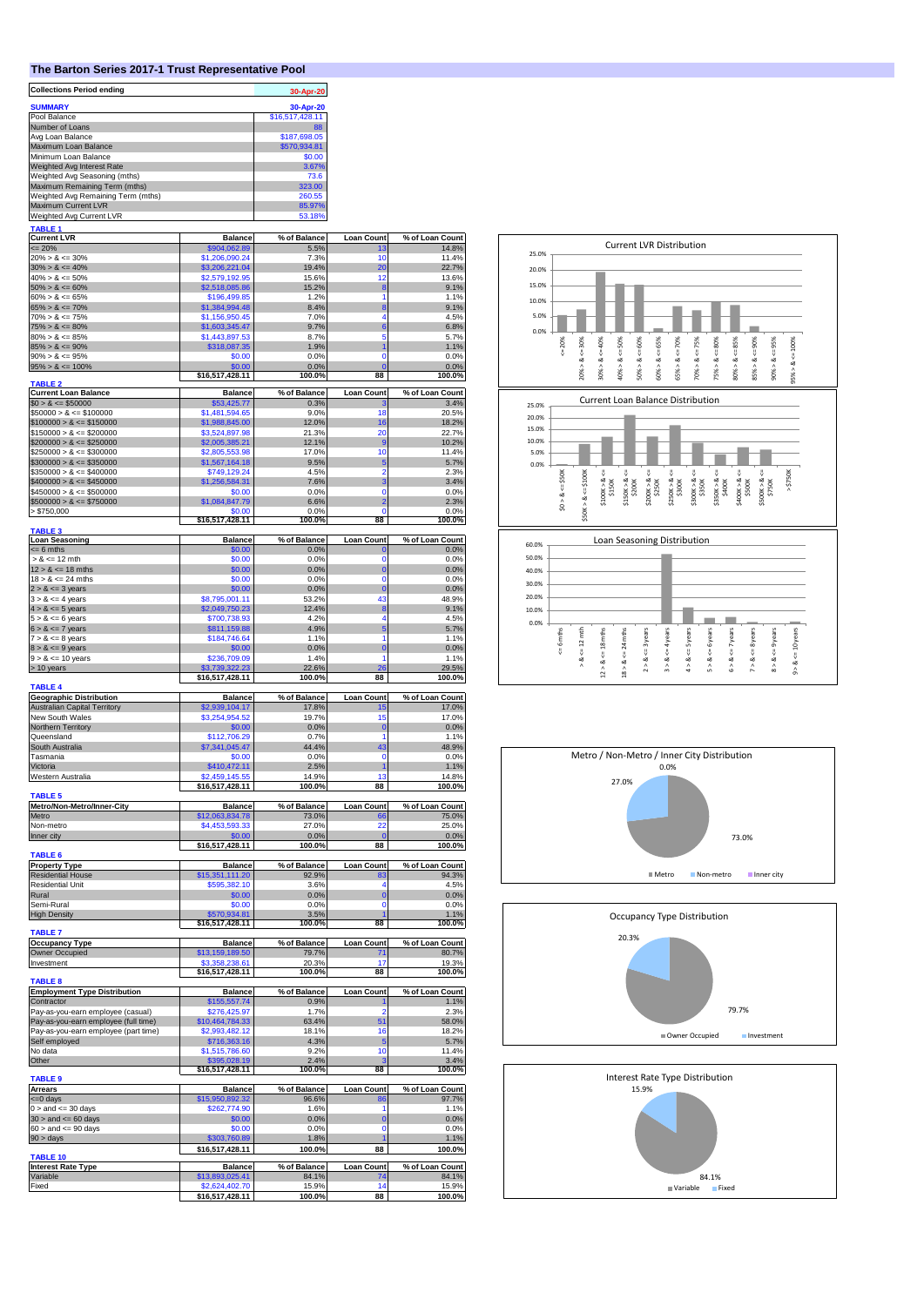# The Barton Series 2017-1 Trust Representative Pool

| Collections Period ending | 30-Apr-20 |
|---|---|

| SUMMARY | 30-Apr-20 |
|---|---|
| Pool Balance | $16,517,428.11 |
| Number of Loans | 88 |
| Avg Loan Balance | $187,698.05 |
| Maximum Loan Balance | $570,934.81 |
| Minimum Loan Balance | $0.00 |
| Weighted Avg Interest Rate | 3.67% |
| Weighted Avg Seasoning (mths) | 73.6 |
| Maximum Remaining Term (mths) | 323.00 |
| Weighted Avg Remaining Term (mths) | 260.55 |
| Maximum Current LVR | 85.97% |
| Weighted Avg Current LVR | 53.18% |

TABLE 1

| Current LVR | Balance | % of Balance | Loan Count | % of Loan Count |
|---|---|---|---|---|
| <= 20% | $904,062.89 | 5.5% | 13 | 14.8% |
| 20% > & <= 30% | $1,206,090.24 | 7.3% | 10 | 11.4% |
| 30% > & <= 40% | $3,206,221.04 | 19.4% | 20 | 22.7% |
| 40% > & <= 50% | $2,579,192.95 | 15.6% | 12 | 13.6% |
| 50% > & <= 60% | $2,518,085.86 | 15.2% | 8 | 9.1% |
| 60% > & <= 65% | $196,499.85 | 1.2% | 1 | 1.1% |
| 65% > & <= 70% | $1,384,994.48 | 8.4% | 8 | 9.1% |
| 70% > & <= 75% | $1,156,950.45 | 7.0% | 4 | 4.5% |
| 75% > & <= 80% | $1,603,345.47 | 9.7% | 6 | 6.8% |
| 80% > & <= 85% | $1,443,897.53 | 8.7% | 5 | 5.7% |
| 85% > & <= 90% | $318,087.35 | 1.9% | 1 | 1.1% |
| 90% > & <= 95% | $0.00 | 0.0% | 0 | 0.0% |
| 95% > & <= 100% | $0.00 | 0.0% | 0 | 0.0% |
| | $16,517,428.11 | 100.0% | 88 | 100.0% |

TABLE 2

| Current Loan Balance | Balance | % of Balance | Loan Count | % of Loan Count |
|---|---|---|---|---|
| $0 > & <= $50000 | $53,425.77 | 0.3% | 3 | 3.4% |
| $50000 > & <= $100000 | $1,481,594.65 | 9.0% | 18 | 20.5% |
| $100000 > & <= $150000 | $1,988,845.00 | 12.0% | 16 | 18.2% |
| $150000 > & <= $200000 | $3,524,897.98 | 21.3% | 20 | 22.7% |
| $200000 > & <= $250000 | $2,005,385.21 | 12.1% | 9 | 10.2% |
| $250000 > & <= $300000 | $2,805,553.98 | 17.0% | 10 | 11.4% |
| $300000 > & <= $350000 | $1,567,164.18 | 9.5% | 5 | 5.7% |
| $350000 > & <= $400000 | $749,129.24 | 4.5% | 2 | 2.3% |
| $400000 > & <= $450000 | $1,256,584.31 | 7.6% | 3 | 3.4% |
| $450000 > & <= $500000 | $0.00 | 0.0% | 0 | 0.0% |
| $500000 > & <= $750000 | $1,084,847.79 | 6.6% | 2 | 2.3% |
| > $750,000 | $0.00 | 0.0% | 0 | 0.0% |
| | $16,517,428.11 | 100.0% | 88 | 100.0% |

TABLE 3

| Loan Seasoning | Balance | % of Balance | Loan Count | % of Loan Count |
|---|---|---|---|---|
| <= 6 mths | $0.00 | 0.0% | 0 | 0.0% |
| > & <= 12 mth | $0.00 | 0.0% | 0 | 0.0% |
| 12 > & <= 18 mths | $0.00 | 0.0% | 0 | 0.0% |
| 18 > & <= 24 mths | $0.00 | 0.0% | 0 | 0.0% |
| 2 > & <= 3 years | $0.00 | 0.0% | 0 | 0.0% |
| 3 > & <= 4 years | $8,795,001.11 | 53.2% | 43 | 48.9% |
| 4 > & <= 5 years | $2,049,750.23 | 12.4% | 8 | 9.1% |
| 5 > & <= 6 years | $700,738.93 | 4.2% | 4 | 4.5% |
| 6 > & <= 7 years | $811,159.88 | 4.9% | 5 | 5.7% |
| 7 > & <= 8 years | $184,746.64 | 1.1% | 1 | 1.1% |
| 8 > & <= 9 years | $0.00 | 0.0% | 0 | 0.0% |
| 9 > & <= 10 years | $236,709.09 | 1.4% | 1 | 1.1% |
| > 10 years | $3,739,322.23 | 22.6% | 26 | 29.5% |
| | $16,517,428.11 | 100.0% | 88 | 100.0% |

TABLE 4

| Geographic Distribution | Balance | % of Balance | Loan Count | % of Loan Count |
|---|---|---|---|---|
| Australian Capital Territory | $2,939,104.17 | 17.8% | 15 | 17.0% |
| New South Wales | $3,254,954.52 | 19.7% | 15 | 17.0% |
| Northern Territory | $0.00 | 0.0% | 0 | 0.0% |
| Queensland | $112,706.29 | 0.7% | 1 | 1.1% |
| South Australia | $7,341,045.47 | 44.4% | 43 | 48.9% |
| Tasmania | $0.00 | 0.0% | 0 | 0.0% |
| Victoria | $410,472.11 | 2.5% | 1 | 1.1% |
| Western Australia | $2,459,145.55 | 14.9% | 13 | 14.8% |
| | $16,517,428.11 | 100.0% | 88 | 100.0% |

TABLE 5

| Metro/Non-Metro/Inner-City | Balance | % of Balance | Loan Count | % of Loan Count |
|---|---|---|---|---|
| Metro | $12,063,834.78 | 73.0% | 66 | 75.0% |
| Non-metro | $4,453,593.33 | 27.0% | 22 | 25.0% |
| Inner city | $0.00 | 0.0% | 0 | 0.0% |
| | $16,517,428.11 | 100.0% | 88 | 100.0% |

TABLE 6

| Property Type | Balance | % of Balance | Loan Count | % of Loan Count |
|---|---|---|---|---|
| Residential House | $15,351,111.20 | 92.9% | 83 | 94.3% |
| Residential Unit | $595,382.10 | 3.6% | 4 | 4.5% |
| Rural | $0.00 | 0.0% | 0 | 0.0% |
| Semi-Rural | $0.00 | 0.0% | 0 | 0.0% |
| High Density | $570,934.81 | 3.5% | 1 | 1.1% |
| | $16,517,428.11 | 100.0% | 88 | 100.0% |

TABLE 7

| Occupancy Type | Balance | % of Balance | Loan Count | % of Loan Count |
|---|---|---|---|---|
| Owner Occupied | $13,159,189.50 | 79.7% | 71 | 80.7% |
| Investment | $3,358,238.61 | 20.3% | 17 | 19.3% |
| | $16,517,428.11 | 100.0% | 88 | 100.0% |

TABLE 8

| Employment Type Distribution | Balance | % of Balance | Loan Count | % of Loan Count |
|---|---|---|---|---|
| Contractor | $155,557.74 | 0.9% | 1 | 1.1% |
| Pay-as-you-earn employee (casual) | $276,425.97 | 1.7% | 2 | 2.3% |
| Pay-as-you-earn employee (full time) | $10,464,784.33 | 63.4% | 51 | 58.0% |
| Pay-as-you-earn employee (part time) | $2,993,482.12 | 18.1% | 16 | 18.2% |
| Self employed | $716,363.16 | 4.3% | 5 | 5.7% |
| No data | $1,515,786.60 | 9.2% | 10 | 11.4% |
| Other | $395,028.19 | 2.4% | 3 | 3.4% |
| | $16,517,428.11 | 100.0% | 88 | 100.0% |

TABLE 9

| Arrears | Balance | % of Balance | Loan Count | % of Loan Count |
|---|---|---|---|---|
| <=0 days | $15,950,892.32 | 96.6% | 86 | 97.7% |
| 0 > and <= 30 days | $262,774.90 | 1.6% | 1 | 1.1% |
| 30 > and <= 60 days | $0.00 | 0.0% | 0 | 0.0% |
| 60 > and <= 90 days | $0.00 | 0.0% | 0 | 0.0% |
| 90 > days | $303,760.89 | 1.8% | 1 | 1.1% |
| | $16,517,428.11 | 100.0% | 88 | 100.0% |

TABLE 10

| Interest Rate Type | Balance | % of Balance | Loan Count | % of Loan Count |
|---|---|---|---|---|
| Variable | $13,893,025.41 | 84.1% | 74 | 84.1% |
| Fixed | $2,624,402.70 | 15.9% | 14 | 15.9% |
| | $16,517,428.11 | 100.0% | 88 | 100.0% |

Current LVR Distribution

25.0%
20.0%
15.0%
10.0%
5.0%
0.0%

<=20%
20% > & <= 30%
30% > & <= 40%
40% > & <= 50%
50% > & <= 60%
60% > & <= 65%
65% > & <= 70%
70% > & <= 75%
75% > & <= 80%
80% > & <= 85%
85% > & <= 90%
90% > & <= 95%
95% > & <= 100%

Current Loan Balance Distribution

25.0%
20.0%
15.0%
10.0%
5.0%
0.0%

$0 > & <= $50K
$50K > & <= $100K
$100K > & <= $150K
$150K > & <= $200K
$200K > & <= $250K
$250K > & <= $300K
$300K > & <= $350K
$350K > & <= $400K
$400K > & <= $500K
$500K > & <= $750K
> $750K

Loan Seasoning Distribution

60.0%
50.0%
40.0%
30.0%
20.0%
10.0%
0.0%

<= 6 mths
> & <= 12 mth
12 > & <= 18 mths
18 > & <= 24 mths
2 > & <= 3 years
3 > & <= 4 years
4 > & <= 5 years
5 > & <= 6 years
6 > & <= 7 years
7 > & <= 8 years
8 > & <= 9 years
9 > & <= 10 years

Metro / Non-Metro / Inner City Distribution

0.0%
27.0%
73.0%

Metro
Non-metro
Inner city

Occupancy Type Distribution

20.3%
79.7%

Owner Occupied
Investment

Interest Rate Type Distribution

15.9%
84.1%

Variable
Fixed